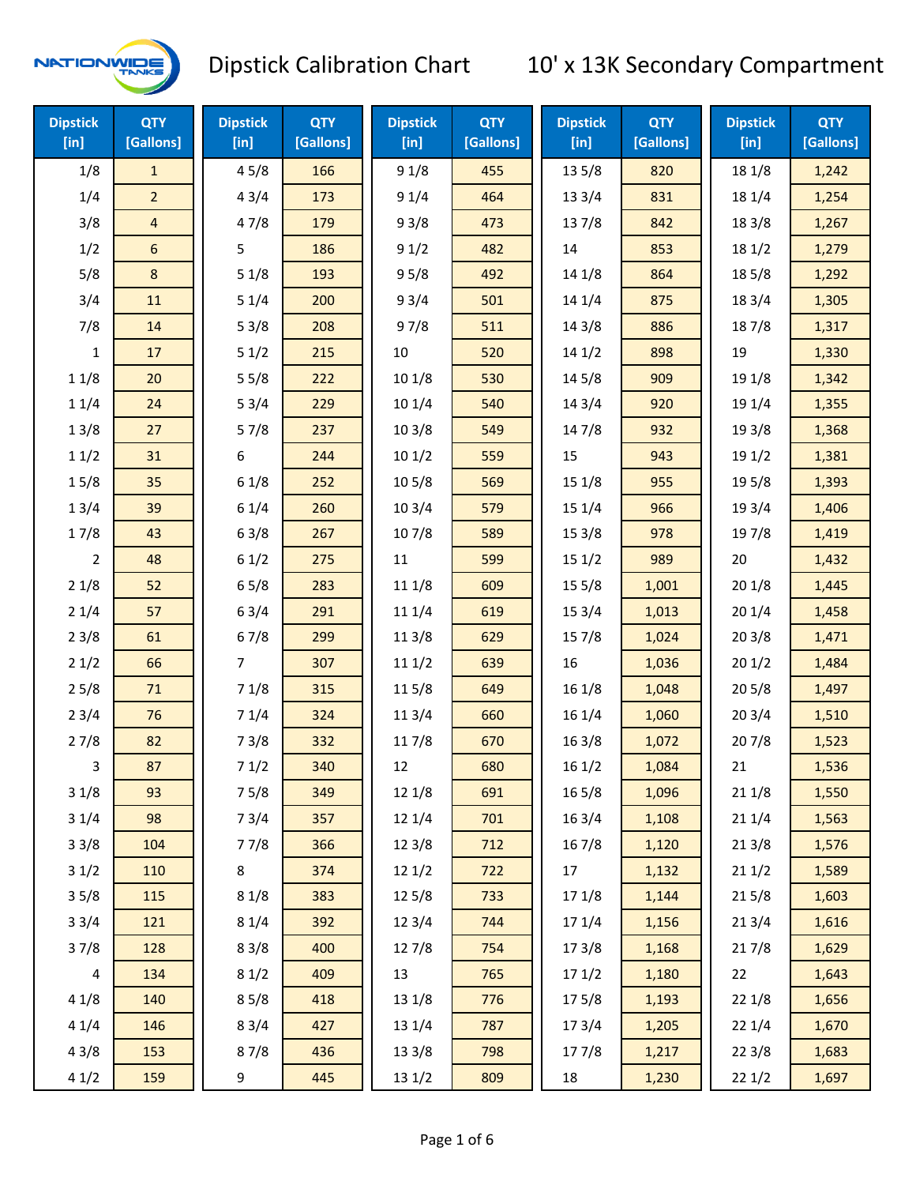# Dipstick Calibration Chart 10' x 13K Secondary Compartment

| Dipstick [in] | QTY [Gallons] | Dipstick [in] | QTY [Gallons] | Dipstick [in] | QTY [Gallons] | Dipstick [in] | QTY [Gallons] | Dipstick [in] | QTY [Gallons] |
|---|---|---|---|---|---|---|---|---|---|
| 1/8 | 1 | 4 5/8 | 166 | 9 1/8 | 455 | 13 5/8 | 820 | 18 1/8 | 1,242 |
| 1/4 | 2 | 4 3/4 | 173 | 9 1/4 | 464 | 13 3/4 | 831 | 18 1/4 | 1,254 |
| 3/8 | 4 | 4 7/8 | 179 | 9 3/8 | 473 | 13 7/8 | 842 | 18 3/8 | 1,267 |
| 1/2 | 6 | 5 | 186 | 9 1/2 | 482 | 14 | 853 | 18 1/2 | 1,279 |
| 5/8 | 8 | 5 1/8 | 193 | 9 5/8 | 492 | 14 1/8 | 864 | 18 5/8 | 1,292 |
| 3/4 | 11 | 5 1/4 | 200 | 9 3/4 | 501 | 14 1/4 | 875 | 18 3/4 | 1,305 |
| 7/8 | 14 | 5 3/8 | 208 | 9 7/8 | 511 | 14 3/8 | 886 | 18 7/8 | 1,317 |
| 1 | 17 | 5 1/2 | 215 | 10 | 520 | 14 1/2 | 898 | 19 | 1,330 |
| 1 1/8 | 20 | 5 5/8 | 222 | 10 1/8 | 530 | 14 5/8 | 909 | 19 1/8 | 1,342 |
| 1 1/4 | 24 | 5 3/4 | 229 | 10 1/4 | 540 | 14 3/4 | 920 | 19 1/4 | 1,355 |
| 1 3/8 | 27 | 5 7/8 | 237 | 10 3/8 | 549 | 14 7/8 | 932 | 19 3/8 | 1,368 |
| 1 1/2 | 31 | 6 | 244 | 10 1/2 | 559 | 15 | 943 | 19 1/2 | 1,381 |
| 1 5/8 | 35 | 6 1/8 | 252 | 10 5/8 | 569 | 15 1/8 | 955 | 19 5/8 | 1,393 |
| 1 3/4 | 39 | 6 1/4 | 260 | 10 3/4 | 579 | 15 1/4 | 966 | 19 3/4 | 1,406 |
| 1 7/8 | 43 | 6 3/8 | 267 | 10 7/8 | 589 | 15 3/8 | 978 | 19 7/8 | 1,419 |
| 2 | 48 | 6 1/2 | 275 | 11 | 599 | 15 1/2 | 989 | 20 | 1,432 |
| 2 1/8 | 52 | 6 5/8 | 283 | 11 1/8 | 609 | 15 5/8 | 1,001 | 20 1/8 | 1,445 |
| 2 1/4 | 57 | 6 3/4 | 291 | 11 1/4 | 619 | 15 3/4 | 1,013 | 20 1/4 | 1,458 |
| 2 3/8 | 61 | 6 7/8 | 299 | 11 3/8 | 629 | 15 7/8 | 1,024 | 20 3/8 | 1,471 |
| 2 1/2 | 66 | 7 | 307 | 11 1/2 | 639 | 16 | 1,036 | 20 1/2 | 1,484 |
| 2 5/8 | 71 | 7 1/8 | 315 | 11 5/8 | 649 | 16 1/8 | 1,048 | 20 5/8 | 1,497 |
| 2 3/4 | 76 | 7 1/4 | 324 | 11 3/4 | 660 | 16 1/4 | 1,060 | 20 3/4 | 1,510 |
| 2 7/8 | 82 | 7 3/8 | 332 | 11 7/8 | 670 | 16 3/8 | 1,072 | 20 7/8 | 1,523 |
| 3 | 87 | 7 1/2 | 340 | 12 | 680 | 16 1/2 | 1,084 | 21 | 1,536 |
| 3 1/8 | 93 | 7 5/8 | 349 | 12 1/8 | 691 | 16 5/8 | 1,096 | 21 1/8 | 1,550 |
| 3 1/4 | 98 | 7 3/4 | 357 | 12 1/4 | 701 | 16 3/4 | 1,108 | 21 1/4 | 1,563 |
| 3 3/8 | 104 | 7 7/8 | 366 | 12 3/8 | 712 | 16 7/8 | 1,120 | 21 3/8 | 1,576 |
| 3 1/2 | 110 | 8 | 374 | 12 1/2 | 722 | 17 | 1,132 | 21 1/2 | 1,589 |
| 3 5/8 | 115 | 8 1/8 | 383 | 12 5/8 | 733 | 17 1/8 | 1,144 | 21 5/8 | 1,603 |
| 3 3/4 | 121 | 8 1/4 | 392 | 12 3/4 | 744 | 17 1/4 | 1,156 | 21 3/4 | 1,616 |
| 3 7/8 | 128 | 8 3/8 | 400 | 12 7/8 | 754 | 17 3/8 | 1,168 | 21 7/8 | 1,629 |
| 4 | 134 | 8 1/2 | 409 | 13 | 765 | 17 1/2 | 1,180 | 22 | 1,643 |
| 4 1/8 | 140 | 8 5/8 | 418 | 13 1/8 | 776 | 17 5/8 | 1,193 | 22 1/8 | 1,656 |
| 4 1/4 | 146 | 8 3/4 | 427 | 13 1/4 | 787 | 17 3/4 | 1,205 | 22 1/4 | 1,670 |
| 4 3/8 | 153 | 8 7/8 | 436 | 13 3/8 | 798 | 17 7/8 | 1,217 | 22 3/8 | 1,683 |
| 4 1/2 | 159 | 9 | 445 | 13 1/2 | 809 | 18 | 1,230 | 22 1/2 | 1,697 |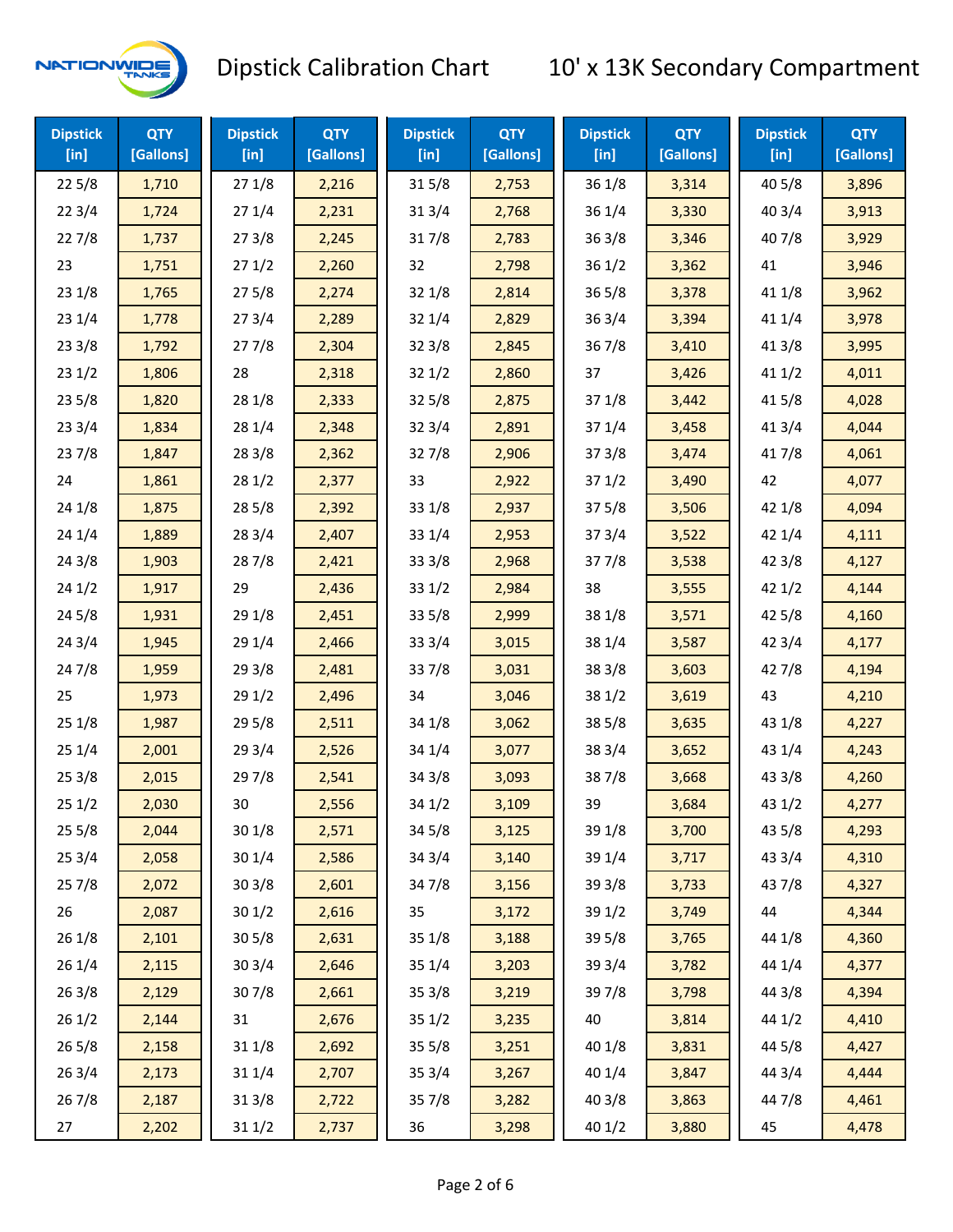# Dipstick Calibration Chart

## 10' x 13K Secondary Compartment

| Dipstick [in] | QTY [Gallons] | Dipstick [in] | QTY [Gallons] | Dipstick [in] | QTY [Gallons] | Dipstick [in] | QTY [Gallons] | Dipstick [in] | QTY [Gallons] |
|---|---|---|---|---|---|---|---|---|---|
| 22 5/8 | 1,710 | 27 1/8 | 2,216 | 31 5/8 | 2,753 | 36 1/8 | 3,314 | 40 5/8 | 3,896 |
| 22 3/4 | 1,724 | 27 1/4 | 2,231 | 31 3/4 | 2,768 | 36 1/4 | 3,330 | 40 3/4 | 3,913 |
| 22 7/8 | 1,737 | 27 3/8 | 2,245 | 31 7/8 | 2,783 | 36 3/8 | 3,346 | 40 7/8 | 3,929 |
| 23 | 1,751 | 27 1/2 | 2,260 | 32 | 2,798 | 36 1/2 | 3,362 | 41 | 3,946 |
| 23 1/8 | 1,765 | 27 5/8 | 2,274 | 32 1/8 | 2,814 | 36 5/8 | 3,378 | 41 1/8 | 3,962 |
| 23 1/4 | 1,778 | 27 3/4 | 2,289 | 32 1/4 | 2,829 | 36 3/4 | 3,394 | 41 1/4 | 3,978 |
| 23 3/8 | 1,792 | 27 7/8 | 2,304 | 32 3/8 | 2,845 | 36 7/8 | 3,410 | 41 3/8 | 3,995 |
| 23 1/2 | 1,806 | 28 | 2,318 | 32 1/2 | 2,860 | 37 | 3,426 | 41 1/2 | 4,011 |
| 23 5/8 | 1,820 | 28 1/8 | 2,333 | 32 5/8 | 2,875 | 37 1/8 | 3,442 | 41 5/8 | 4,028 |
| 23 3/4 | 1,834 | 28 1/4 | 2,348 | 32 3/4 | 2,891 | 37 1/4 | 3,458 | 41 3/4 | 4,044 |
| 23 7/8 | 1,847 | 28 3/8 | 2,362 | 32 7/8 | 2,906 | 37 3/8 | 3,474 | 41 7/8 | 4,061 |
| 24 | 1,861 | 28 1/2 | 2,377 | 33 | 2,922 | 37 1/2 | 3,490 | 42 | 4,077 |
| 24 1/8 | 1,875 | 28 5/8 | 2,392 | 33 1/8 | 2,937 | 37 5/8 | 3,506 | 42 1/8 | 4,094 |
| 24 1/4 | 1,889 | 28 3/4 | 2,407 | 33 1/4 | 2,953 | 37 3/4 | 3,522 | 42 1/4 | 4,111 |
| 24 3/8 | 1,903 | 28 7/8 | 2,421 | 33 3/8 | 2,968 | 37 7/8 | 3,538 | 42 3/8 | 4,127 |
| 24 1/2 | 1,917 | 29 | 2,436 | 33 1/2 | 2,984 | 38 | 3,555 | 42 1/2 | 4,144 |
| 24 5/8 | 1,931 | 29 1/8 | 2,451 | 33 5/8 | 2,999 | 38 1/8 | 3,571 | 42 5/8 | 4,160 |
| 24 3/4 | 1,945 | 29 1/4 | 2,466 | 33 3/4 | 3,015 | 38 1/4 | 3,587 | 42 3/4 | 4,177 |
| 24 7/8 | 1,959 | 29 3/8 | 2,481 | 33 7/8 | 3,031 | 38 3/8 | 3,603 | 42 7/8 | 4,194 |
| 25 | 1,973 | 29 1/2 | 2,496 | 34 | 3,046 | 38 1/2 | 3,619 | 43 | 4,210 |
| 25 1/8 | 1,987 | 29 5/8 | 2,511 | 34 1/8 | 3,062 | 38 5/8 | 3,635 | 43 1/8 | 4,227 |
| 25 1/4 | 2,001 | 29 3/4 | 2,526 | 34 1/4 | 3,077 | 38 3/4 | 3,652 | 43 1/4 | 4,243 |
| 25 3/8 | 2,015 | 29 7/8 | 2,541 | 34 3/8 | 3,093 | 38 7/8 | 3,668 | 43 3/8 | 4,260 |
| 25 1/2 | 2,030 | 30 | 2,556 | 34 1/2 | 3,109 | 39 | 3,684 | 43 1/2 | 4,277 |
| 25 5/8 | 2,044 | 30 1/8 | 2,571 | 34 5/8 | 3,125 | 39 1/8 | 3,700 | 43 5/8 | 4,293 |
| 25 3/4 | 2,058 | 30 1/4 | 2,586 | 34 3/4 | 3,140 | 39 1/4 | 3,717 | 43 3/4 | 4,310 |
| 25 7/8 | 2,072 | 30 3/8 | 2,601 | 34 7/8 | 3,156 | 39 3/8 | 3,733 | 43 7/8 | 4,327 |
| 26 | 2,087 | 30 1/2 | 2,616 | 35 | 3,172 | 39 1/2 | 3,749 | 44 | 4,344 |
| 26 1/8 | 2,101 | 30 5/8 | 2,631 | 35 1/8 | 3,188 | 39 5/8 | 3,765 | 44 1/8 | 4,360 |
| 26 1/4 | 2,115 | 30 3/4 | 2,646 | 35 1/4 | 3,203 | 39 3/4 | 3,782 | 44 1/4 | 4,377 |
| 26 3/8 | 2,129 | 30 7/8 | 2,661 | 35 3/8 | 3,219 | 39 7/8 | 3,798 | 44 3/8 | 4,394 |
| 26 1/2 | 2,144 | 31 | 2,676 | 35 1/2 | 3,235 | 40 | 3,814 | 44 1/2 | 4,410 |
| 26 5/8 | 2,158 | 31 1/8 | 2,692 | 35 5/8 | 3,251 | 40 1/8 | 3,831 | 44 5/8 | 4,427 |
| 26 3/4 | 2,173 | 31 1/4 | 2,707 | 35 3/4 | 3,267 | 40 1/4 | 3,847 | 44 3/4 | 4,444 |
| 26 7/8 | 2,187 | 31 3/8 | 2,722 | 35 7/8 | 3,282 | 40 3/8 | 3,863 | 44 7/8 | 4,461 |
| 27 | 2,202 | 31 1/2 | 2,737 | 36 | 3,298 | 40 1/2 | 3,880 | 45 | 4,478 |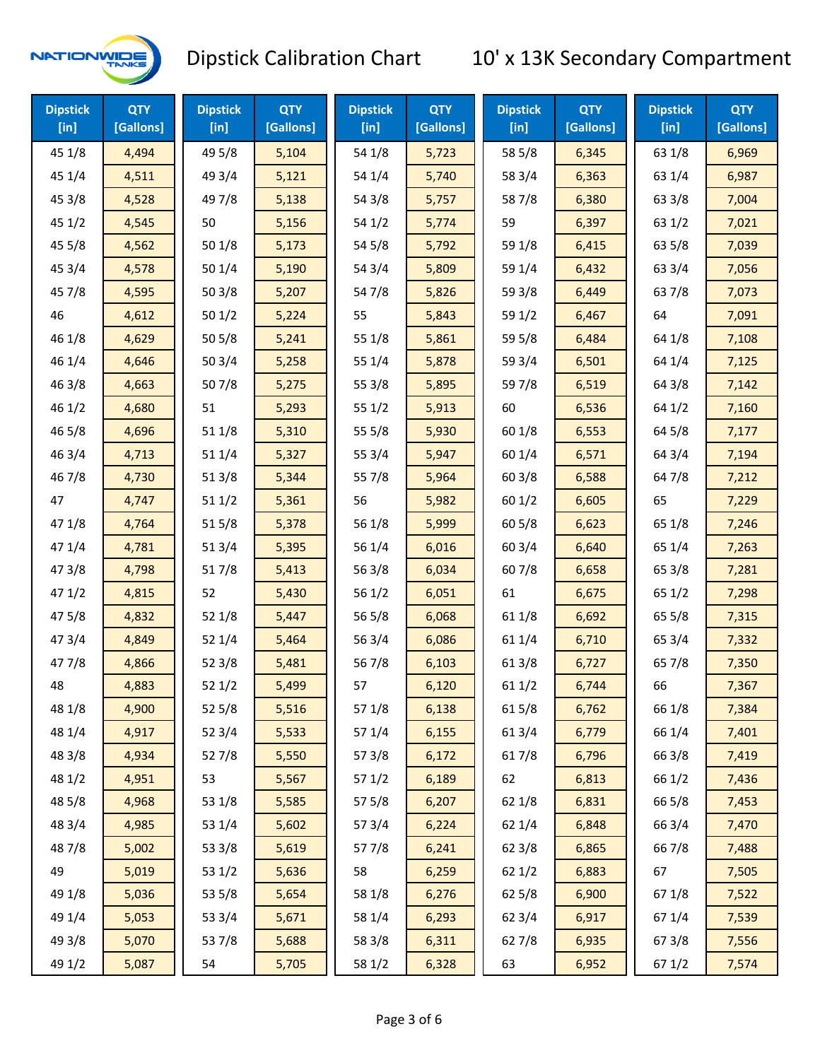# Dipstick Calibration Chart — 10' x 13K Secondary Compartment

| Dipstick [in] | QTY [Gallons] | Dipstick [in] | QTY [Gallons] | Dipstick [in] | QTY [Gallons] | Dipstick [in] | QTY [Gallons] | Dipstick [in] | QTY [Gallons] |
|---|---|---|---|---|---|---|---|---|---|
| 45 1/8 | 4,494 | 49 5/8 | 5,104 | 54 1/8 | 5,723 | 58 5/8 | 6,345 | 63 1/8 | 6,969 |
| 45 1/4 | 4,511 | 49 3/4 | 5,121 | 54 1/4 | 5,740 | 58 3/4 | 6,363 | 63 1/4 | 6,987 |
| 45 3/8 | 4,528 | 49 7/8 | 5,138 | 54 3/8 | 5,757 | 58 7/8 | 6,380 | 63 3/8 | 7,004 |
| 45 1/2 | 4,545 | 50 | 5,156 | 54 1/2 | 5,774 | 59 | 6,397 | 63 1/2 | 7,021 |
| 45 5/8 | 4,562 | 50 1/8 | 5,173 | 54 5/8 | 5,792 | 59 1/8 | 6,415 | 63 5/8 | 7,039 |
| 45 3/4 | 4,578 | 50 1/4 | 5,190 | 54 3/4 | 5,809 | 59 1/4 | 6,432 | 63 3/4 | 7,056 |
| 45 7/8 | 4,595 | 50 3/8 | 5,207 | 54 7/8 | 5,826 | 59 3/8 | 6,449 | 63 7/8 | 7,073 |
| 46 | 4,612 | 50 1/2 | 5,224 | 55 | 5,843 | 59 1/2 | 6,467 | 64 | 7,091 |
| 46 1/8 | 4,629 | 50 5/8 | 5,241 | 55 1/8 | 5,861 | 59 5/8 | 6,484 | 64 1/8 | 7,108 |
| 46 1/4 | 4,646 | 50 3/4 | 5,258 | 55 1/4 | 5,878 | 59 3/4 | 6,501 | 64 1/4 | 7,125 |
| 46 3/8 | 4,663 | 50 7/8 | 5,275 | 55 3/8 | 5,895 | 59 7/8 | 6,519 | 64 3/8 | 7,142 |
| 46 1/2 | 4,680 | 51 | 5,293 | 55 1/2 | 5,913 | 60 | 6,536 | 64 1/2 | 7,160 |
| 46 5/8 | 4,696 | 51 1/8 | 5,310 | 55 5/8 | 5,930 | 60 1/8 | 6,553 | 64 5/8 | 7,177 |
| 46 3/4 | 4,713 | 51 1/4 | 5,327 | 55 3/4 | 5,947 | 60 1/4 | 6,571 | 64 3/4 | 7,194 |
| 46 7/8 | 4,730 | 51 3/8 | 5,344 | 55 7/8 | 5,964 | 60 3/8 | 6,588 | 64 7/8 | 7,212 |
| 47 | 4,747 | 51 1/2 | 5,361 | 56 | 5,982 | 60 1/2 | 6,605 | 65 | 7,229 |
| 47 1/8 | 4,764 | 51 5/8 | 5,378 | 56 1/8 | 5,999 | 60 5/8 | 6,623 | 65 1/8 | 7,246 |
| 47 1/4 | 4,781 | 51 3/4 | 5,395 | 56 1/4 | 6,016 | 60 3/4 | 6,640 | 65 1/4 | 7,263 |
| 47 3/8 | 4,798 | 51 7/8 | 5,413 | 56 3/8 | 6,034 | 60 7/8 | 6,658 | 65 3/8 | 7,281 |
| 47 1/2 | 4,815 | 52 | 5,430 | 56 1/2 | 6,051 | 61 | 6,675 | 65 1/2 | 7,298 |
| 47 5/8 | 4,832 | 52 1/8 | 5,447 | 56 5/8 | 6,068 | 61 1/8 | 6,692 | 65 5/8 | 7,315 |
| 47 3/4 | 4,849 | 52 1/4 | 5,464 | 56 3/4 | 6,086 | 61 1/4 | 6,710 | 65 3/4 | 7,332 |
| 47 7/8 | 4,866 | 52 3/8 | 5,481 | 56 7/8 | 6,103 | 61 3/8 | 6,727 | 65 7/8 | 7,350 |
| 48 | 4,883 | 52 1/2 | 5,499 | 57 | 6,120 | 61 1/2 | 6,744 | 66 | 7,367 |
| 48 1/8 | 4,900 | 52 5/8 | 5,516 | 57 1/8 | 6,138 | 61 5/8 | 6,762 | 66 1/8 | 7,384 |
| 48 1/4 | 4,917 | 52 3/4 | 5,533 | 57 1/4 | 6,155 | 61 3/4 | 6,779 | 66 1/4 | 7,401 |
| 48 3/8 | 4,934 | 52 7/8 | 5,550 | 57 3/8 | 6,172 | 61 7/8 | 6,796 | 66 3/8 | 7,419 |
| 48 1/2 | 4,951 | 53 | 5,567 | 57 1/2 | 6,189 | 62 | 6,813 | 66 1/2 | 7,436 |
| 48 5/8 | 4,968 | 53 1/8 | 5,585 | 57 5/8 | 6,207 | 62 1/8 | 6,831 | 66 5/8 | 7,453 |
| 48 3/4 | 4,985 | 53 1/4 | 5,602 | 57 3/4 | 6,224 | 62 1/4 | 6,848 | 66 3/4 | 7,470 |
| 48 7/8 | 5,002 | 53 3/8 | 5,619 | 57 7/8 | 6,241 | 62 3/8 | 6,865 | 66 7/8 | 7,488 |
| 49 | 5,019 | 53 1/2 | 5,636 | 58 | 6,259 | 62 1/2 | 6,883 | 67 | 7,505 |
| 49 1/8 | 5,036 | 53 5/8 | 5,654 | 58 1/8 | 6,276 | 62 5/8 | 6,900 | 67 1/8 | 7,522 |
| 49 1/4 | 5,053 | 53 3/4 | 5,671 | 58 1/4 | 6,293 | 62 3/4 | 6,917 | 67 1/4 | 7,539 |
| 49 3/8 | 5,070 | 53 7/8 | 5,688 | 58 3/8 | 6,311 | 62 7/8 | 6,935 | 67 3/8 | 7,556 |
| 49 1/2 | 5,087 | 54 | 5,705 | 58 1/2 | 6,328 | 63 | 6,952 | 67 1/2 | 7,574 |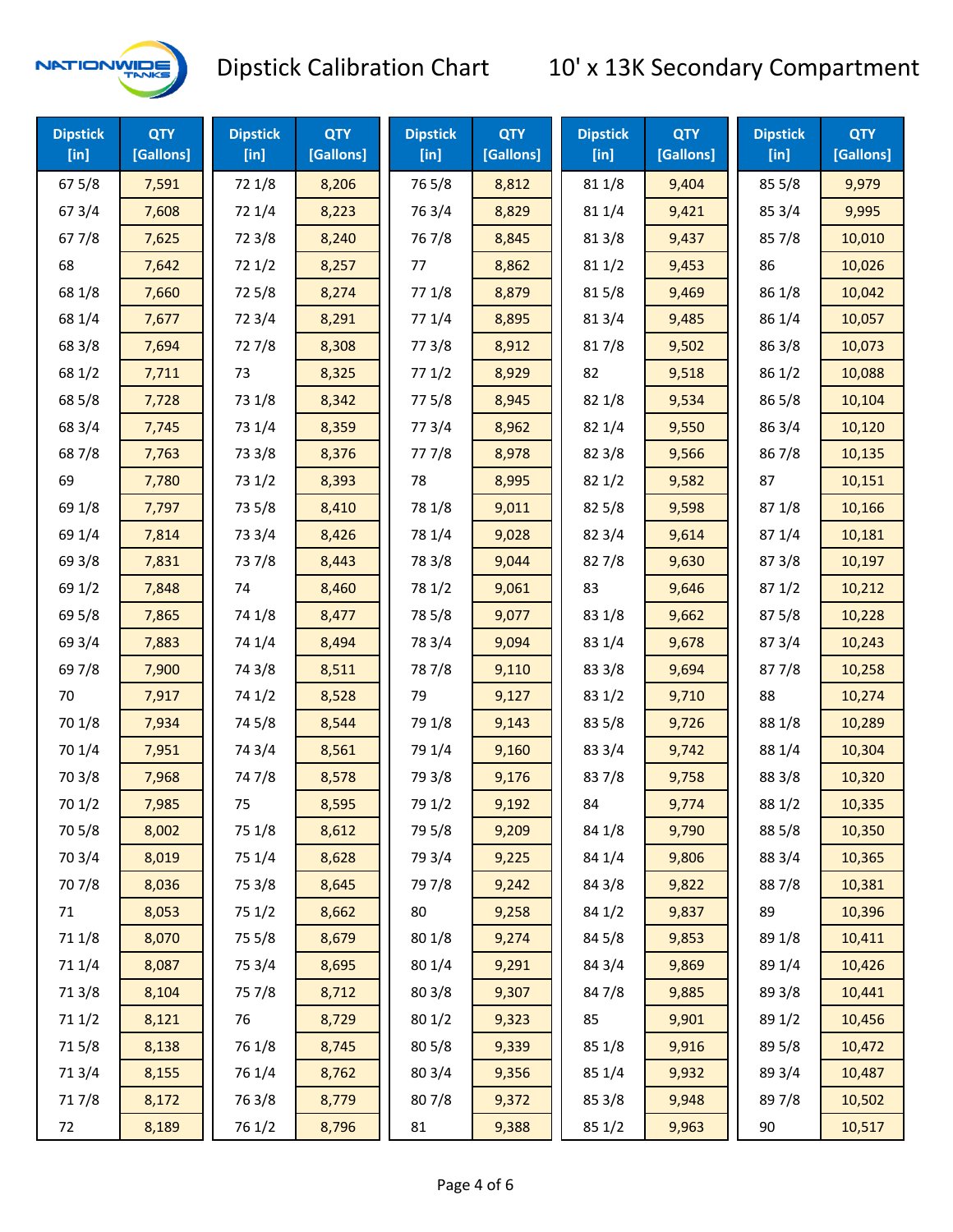# Dipstick Calibration Chart — 10' x 13K Secondary Compartment

| Dipstick [in] | QTY [Gallons] | Dipstick [in] | QTY [Gallons] | Dipstick [in] | QTY [Gallons] | Dipstick [in] | QTY [Gallons] | Dipstick [in] | QTY [Gallons] |
|---|---|---|---|---|---|---|---|---|---|
| 67 5/8 | 7,591 | 72 1/8 | 8,206 | 76 5/8 | 8,812 | 81 1/8 | 9,404 | 85 5/8 | 9,979 |
| 67 3/4 | 7,608 | 72 1/4 | 8,223 | 76 3/4 | 8,829 | 81 1/4 | 9,421 | 85 3/4 | 9,995 |
| 67 7/8 | 7,625 | 72 3/8 | 8,240 | 76 7/8 | 8,845 | 81 3/8 | 9,437 | 85 7/8 | 10,010 |
| 68 | 7,642 | 72 1/2 | 8,257 | 77 | 8,862 | 81 1/2 | 9,453 | 86 | 10,026 |
| 68 1/8 | 7,660 | 72 5/8 | 8,274 | 77 1/8 | 8,879 | 81 5/8 | 9,469 | 86 1/8 | 10,042 |
| 68 1/4 | 7,677 | 72 3/4 | 8,291 | 77 1/4 | 8,895 | 81 3/4 | 9,485 | 86 1/4 | 10,057 |
| 68 3/8 | 7,694 | 72 7/8 | 8,308 | 77 3/8 | 8,912 | 81 7/8 | 9,502 | 86 3/8 | 10,073 |
| 68 1/2 | 7,711 | 73 | 8,325 | 77 1/2 | 8,929 | 82 | 9,518 | 86 1/2 | 10,088 |
| 68 5/8 | 7,728 | 73 1/8 | 8,342 | 77 5/8 | 8,945 | 82 1/8 | 9,534 | 86 5/8 | 10,104 |
| 68 3/4 | 7,745 | 73 1/4 | 8,359 | 77 3/4 | 8,962 | 82 1/4 | 9,550 | 86 3/4 | 10,120 |
| 68 7/8 | 7,763 | 73 3/8 | 8,376 | 77 7/8 | 8,978 | 82 3/8 | 9,566 | 86 7/8 | 10,135 |
| 69 | 7,780 | 73 1/2 | 8,393 | 78 | 8,995 | 82 1/2 | 9,582 | 87 | 10,151 |
| 69 1/8 | 7,797 | 73 5/8 | 8,410 | 78 1/8 | 9,011 | 82 5/8 | 9,598 | 87 1/8 | 10,166 |
| 69 1/4 | 7,814 | 73 3/4 | 8,426 | 78 1/4 | 9,028 | 82 3/4 | 9,614 | 87 1/4 | 10,181 |
| 69 3/8 | 7,831 | 73 7/8 | 8,443 | 78 3/8 | 9,044 | 82 7/8 | 9,630 | 87 3/8 | 10,197 |
| 69 1/2 | 7,848 | 74 | 8,460 | 78 1/2 | 9,061 | 83 | 9,646 | 87 1/2 | 10,212 |
| 69 5/8 | 7,865 | 74 1/8 | 8,477 | 78 5/8 | 9,077 | 83 1/8 | 9,662 | 87 5/8 | 10,228 |
| 69 3/4 | 7,883 | 74 1/4 | 8,494 | 78 3/4 | 9,094 | 83 1/4 | 9,678 | 87 3/4 | 10,243 |
| 69 7/8 | 7,900 | 74 3/8 | 8,511 | 78 7/8 | 9,110 | 83 3/8 | 9,694 | 87 7/8 | 10,258 |
| 70 | 7,917 | 74 1/2 | 8,528 | 79 | 9,127 | 83 1/2 | 9,710 | 88 | 10,274 |
| 70 1/8 | 7,934 | 74 5/8 | 8,544 | 79 1/8 | 9,143 | 83 5/8 | 9,726 | 88 1/8 | 10,289 |
| 70 1/4 | 7,951 | 74 3/4 | 8,561 | 79 1/4 | 9,160 | 83 3/4 | 9,742 | 88 1/4 | 10,304 |
| 70 3/8 | 7,968 | 74 7/8 | 8,578 | 79 3/8 | 9,176 | 83 7/8 | 9,758 | 88 3/8 | 10,320 |
| 70 1/2 | 7,985 | 75 | 8,595 | 79 1/2 | 9,192 | 84 | 9,774 | 88 1/2 | 10,335 |
| 70 5/8 | 8,002 | 75 1/8 | 8,612 | 79 5/8 | 9,209 | 84 1/8 | 9,790 | 88 5/8 | 10,350 |
| 70 3/4 | 8,019 | 75 1/4 | 8,628 | 79 3/4 | 9,225 | 84 1/4 | 9,806 | 88 3/4 | 10,365 |
| 70 7/8 | 8,036 | 75 3/8 | 8,645 | 79 7/8 | 9,242 | 84 3/8 | 9,822 | 88 7/8 | 10,381 |
| 71 | 8,053 | 75 1/2 | 8,662 | 80 | 9,258 | 84 1/2 | 9,837 | 89 | 10,396 |
| 71 1/8 | 8,070 | 75 5/8 | 8,679 | 80 1/8 | 9,274 | 84 5/8 | 9,853 | 89 1/8 | 10,411 |
| 71 1/4 | 8,087 | 75 3/4 | 8,695 | 80 1/4 | 9,291 | 84 3/4 | 9,869 | 89 1/4 | 10,426 |
| 71 3/8 | 8,104 | 75 7/8 | 8,712 | 80 3/8 | 9,307 | 84 7/8 | 9,885 | 89 3/8 | 10,441 |
| 71 1/2 | 8,121 | 76 | 8,729 | 80 1/2 | 9,323 | 85 | 9,901 | 89 1/2 | 10,456 |
| 71 5/8 | 8,138 | 76 1/8 | 8,745 | 80 5/8 | 9,339 | 85 1/8 | 9,916 | 89 5/8 | 10,472 |
| 71 3/4 | 8,155 | 76 1/4 | 8,762 | 80 3/4 | 9,356 | 85 1/4 | 9,932 | 89 3/4 | 10,487 |
| 71 7/8 | 8,172 | 76 3/8 | 8,779 | 80 7/8 | 9,372 | 85 3/8 | 9,948 | 89 7/8 | 10,502 |
| 72 | 8,189 | 76 1/2 | 8,796 | 81 | 9,388 | 85 1/2 | 9,963 | 90 | 10,517 |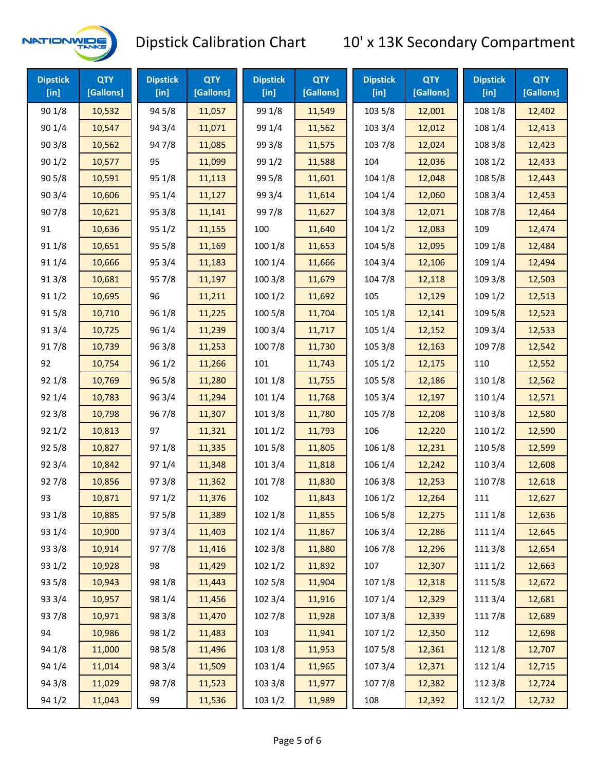# Dipstick Calibration Chart

## 10' x 13K Secondary Compartment

| Dipstick [in] | QTY [Gallons] | Dipstick [in] | QTY [Gallons] | Dipstick [in] | QTY [Gallons] | Dipstick [in] | QTY [Gallons] | Dipstick [in] | QTY [Gallons] |
|---|---|---|---|---|---|---|---|---|---|
| 90 1/8 | 10,532 | 94 5/8 | 11,057 | 99 1/8 | 11,549 | 103 5/8 | 12,001 | 108 1/8 | 12,402 |
| 90 1/4 | 10,547 | 94 3/4 | 11,071 | 99 1/4 | 11,562 | 103 3/4 | 12,012 | 108 1/4 | 12,413 |
| 90 3/8 | 10,562 | 94 7/8 | 11,085 | 99 3/8 | 11,575 | 103 7/8 | 12,024 | 108 3/8 | 12,423 |
| 90 1/2 | 10,577 | 95 | 11,099 | 99 1/2 | 11,588 | 104 | 12,036 | 108 1/2 | 12,433 |
| 90 5/8 | 10,591 | 95 1/8 | 11,113 | 99 5/8 | 11,601 | 104 1/8 | 12,048 | 108 5/8 | 12,443 |
| 90 3/4 | 10,606 | 95 1/4 | 11,127 | 99 3/4 | 11,614 | 104 1/4 | 12,060 | 108 3/4 | 12,453 |
| 90 7/8 | 10,621 | 95 3/8 | 11,141 | 99 7/8 | 11,627 | 104 3/8 | 12,071 | 108 7/8 | 12,464 |
| 91 | 10,636 | 95 1/2 | 11,155 | 100 | 11,640 | 104 1/2 | 12,083 | 109 | 12,474 |
| 91 1/8 | 10,651 | 95 5/8 | 11,169 | 100 1/8 | 11,653 | 104 5/8 | 12,095 | 109 1/8 | 12,484 |
| 91 1/4 | 10,666 | 95 3/4 | 11,183 | 100 1/4 | 11,666 | 104 3/4 | 12,106 | 109 1/4 | 12,494 |
| 91 3/8 | 10,681 | 95 7/8 | 11,197 | 100 3/8 | 11,679 | 104 7/8 | 12,118 | 109 3/8 | 12,503 |
| 91 1/2 | 10,695 | 96 | 11,211 | 100 1/2 | 11,692 | 105 | 12,129 | 109 1/2 | 12,513 |
| 91 5/8 | 10,710 | 96 1/8 | 11,225 | 100 5/8 | 11,704 | 105 1/8 | 12,141 | 109 5/8 | 12,523 |
| 91 3/4 | 10,725 | 96 1/4 | 11,239 | 100 3/4 | 11,717 | 105 1/4 | 12,152 | 109 3/4 | 12,533 |
| 91 7/8 | 10,739 | 96 3/8 | 11,253 | 100 7/8 | 11,730 | 105 3/8 | 12,163 | 109 7/8 | 12,542 |
| 92 | 10,754 | 96 1/2 | 11,266 | 101 | 11,743 | 105 1/2 | 12,175 | 110 | 12,552 |
| 92 1/8 | 10,769 | 96 5/8 | 11,280 | 101 1/8 | 11,755 | 105 5/8 | 12,186 | 110 1/8 | 12,562 |
| 92 1/4 | 10,783 | 96 3/4 | 11,294 | 101 1/4 | 11,768 | 105 3/4 | 12,197 | 110 1/4 | 12,571 |
| 92 3/8 | 10,798 | 96 7/8 | 11,307 | 101 3/8 | 11,780 | 105 7/8 | 12,208 | 110 3/8 | 12,580 |
| 92 1/2 | 10,813 | 97 | 11,321 | 101 1/2 | 11,793 | 106 | 12,220 | 110 1/2 | 12,590 |
| 92 5/8 | 10,827 | 97 1/8 | 11,335 | 101 5/8 | 11,805 | 106 1/8 | 12,231 | 110 5/8 | 12,599 |
| 92 3/4 | 10,842 | 97 1/4 | 11,348 | 101 3/4 | 11,818 | 106 1/4 | 12,242 | 110 3/4 | 12,608 |
| 92 7/8 | 10,856 | 97 3/8 | 11,362 | 101 7/8 | 11,830 | 106 3/8 | 12,253 | 110 7/8 | 12,618 |
| 93 | 10,871 | 97 1/2 | 11,376 | 102 | 11,843 | 106 1/2 | 12,264 | 111 | 12,627 |
| 93 1/8 | 10,885 | 97 5/8 | 11,389 | 102 1/8 | 11,855 | 106 5/8 | 12,275 | 111 1/8 | 12,636 |
| 93 1/4 | 10,900 | 97 3/4 | 11,403 | 102 1/4 | 11,867 | 106 3/4 | 12,286 | 111 1/4 | 12,645 |
| 93 3/8 | 10,914 | 97 7/8 | 11,416 | 102 3/8 | 11,880 | 106 7/8 | 12,296 | 111 3/8 | 12,654 |
| 93 1/2 | 10,928 | 98 | 11,429 | 102 1/2 | 11,892 | 107 | 12,307 | 111 1/2 | 12,663 |
| 93 5/8 | 10,943 | 98 1/8 | 11,443 | 102 5/8 | 11,904 | 107 1/8 | 12,318 | 111 5/8 | 12,672 |
| 93 3/4 | 10,957 | 98 1/4 | 11,456 | 102 3/4 | 11,916 | 107 1/4 | 12,329 | 111 3/4 | 12,681 |
| 93 7/8 | 10,971 | 98 3/8 | 11,470 | 102 7/8 | 11,928 | 107 3/8 | 12,339 | 111 7/8 | 12,689 |
| 94 | 10,986 | 98 1/2 | 11,483 | 103 | 11,941 | 107 1/2 | 12,350 | 112 | 12,698 |
| 94 1/8 | 11,000 | 98 5/8 | 11,496 | 103 1/8 | 11,953 | 107 5/8 | 12,361 | 112 1/8 | 12,707 |
| 94 1/4 | 11,014 | 98 3/4 | 11,509 | 103 1/4 | 11,965 | 107 3/4 | 12,371 | 112 1/4 | 12,715 |
| 94 3/8 | 11,029 | 98 7/8 | 11,523 | 103 3/8 | 11,977 | 107 7/8 | 12,382 | 112 3/8 | 12,724 |
| 94 1/2 | 11,043 | 99 | 11,536 | 103 1/2 | 11,989 | 108 | 12,392 | 112 1/2 | 12,732 |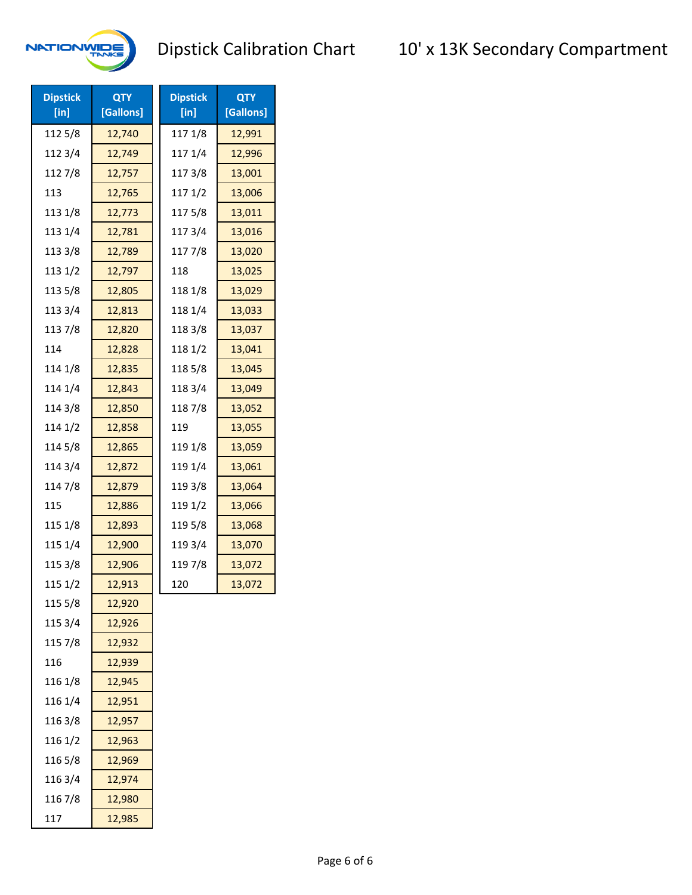# Dipstick Calibration Chart — 10' x 13K Secondary Compartment

| Dipstick [in] | QTY [Gallons] |
|---|---|
| 112 5/8 | 12,740 |
| 112 3/4 | 12,749 |
| 112 7/8 | 12,757 |
| 113 | 12,765 |
| 113 1/8 | 12,773 |
| 113 1/4 | 12,781 |
| 113 3/8 | 12,789 |
| 113 1/2 | 12,797 |
| 113 5/8 | 12,805 |
| 113 3/4 | 12,813 |
| 113 7/8 | 12,820 |
| 114 | 12,828 |
| 114 1/8 | 12,835 |
| 114 1/4 | 12,843 |
| 114 3/8 | 12,850 |
| 114 1/2 | 12,858 |
| 114 5/8 | 12,865 |
| 114 3/4 | 12,872 |
| 114 7/8 | 12,879 |
| 115 | 12,886 |
| 115 1/8 | 12,893 |
| 115 1/4 | 12,900 |
| 115 3/8 | 12,906 |
| 115 1/2 | 12,913 |
| 115 5/8 | 12,920 |
| 115 3/4 | 12,926 |
| 115 7/8 | 12,932 |
| 116 | 12,939 |
| 116 1/8 | 12,945 |
| 116 1/4 | 12,951 |
| 116 3/8 | 12,957 |
| 116 1/2 | 12,963 |
| 116 5/8 | 12,969 |
| 116 3/4 | 12,974 |
| 116 7/8 | 12,980 |
| 117 | 12,985 |
| 117 1/8 | 12,991 |
| 117 1/4 | 12,996 |
| 117 3/8 | 13,001 |
| 117 1/2 | 13,006 |
| 117 5/8 | 13,011 |
| 117 3/4 | 13,016 |
| 117 7/8 | 13,020 |
| 118 | 13,025 |
| 118 1/8 | 13,029 |
| 118 1/4 | 13,033 |
| 118 3/8 | 13,037 |
| 118 1/2 | 13,041 |
| 118 5/8 | 13,045 |
| 118 3/4 | 13,049 |
| 118 7/8 | 13,052 |
| 119 | 13,055 |
| 119 1/8 | 13,059 |
| 119 1/4 | 13,061 |
| 119 3/8 | 13,064 |
| 119 1/2 | 13,066 |
| 119 5/8 | 13,068 |
| 119 3/4 | 13,070 |
| 119 7/8 | 13,072 |
| 120 | 13,072 |